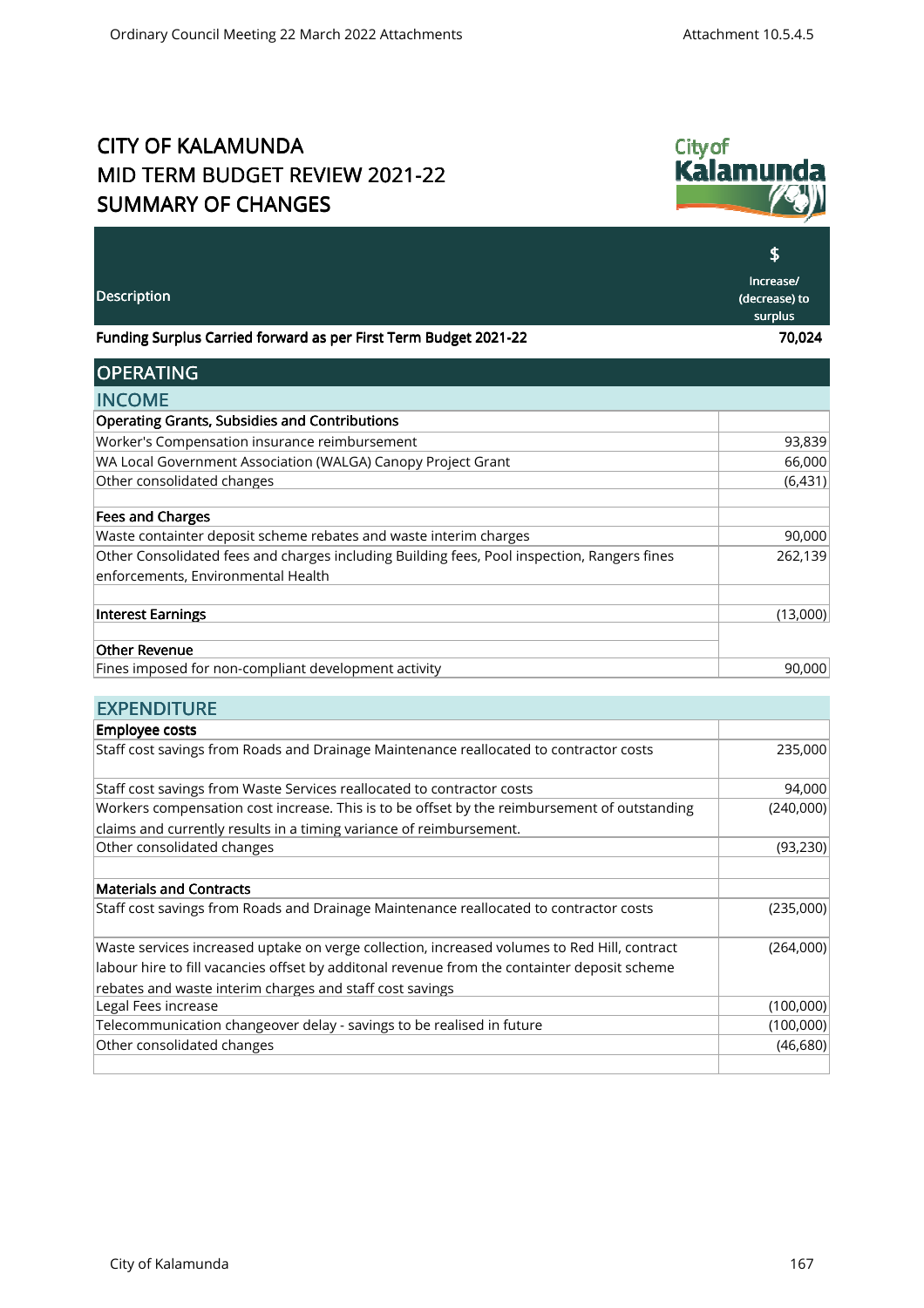# CITY OF KALAMUNDA
# MID TERM BUDGET REVIEW 2021-22
# SUMMARY OF CHANGES

| Description | $ Increase/ (decrease) to surplus |
|---|---|
| **Funding Surplus Carried forward as per First Term Budget 2021-22** | **70,024** |
| **OPERATING** | |
| **INCOME** | |
| **Operating Grants, Subsidies and Contributions** | |
| Worker's Compensation insurance reimbursement | 93,839 |
| WA Local Government Association (WALGA) Canopy Project Grant | 66,000 |
| Other consolidated changes | (6,431) |
| | |
| **Fees and Charges** | |
| Waste containter deposit scheme rebates and waste interim charges | 90,000 |
| Other Consolidated fees and charges including Building fees, Pool inspection, Rangers fines enforcements, Environmental Health | 262,139 |
| | |
| **Interest Earnings** | (13,000) |
| | |
| **Other Revenue** | |
| Fines imposed for non-compliant development activity | 90,000 |
| | |
| **EXPENDITURE** | |
| **Employee costs** | |
| Staff cost savings from Roads and Drainage Maintenance reallocated to contractor costs | 235,000 |
| Staff cost savings from Waste Services reallocated to contractor costs | 94,000 |
| Workers compensation cost increase. This is to be offset by the reimbursement of outstanding claims and currently results in a timing variance of reimbursement. | (240,000) |
| Other consolidated changes | (93,230) |
| | |
| **Materials and Contracts** | |
| Staff cost savings from Roads and Drainage Maintenance reallocated to contractor costs | (235,000) |
| Waste services increased uptake on verge collection, increased volumes to Red Hill, contract labour hire to fill vacancies offset by additonal revenue from the containter deposit scheme rebates and waste interim charges and staff cost savings | (264,000) |
| Legal Fees increase | (100,000) |
| Telecommunication changeover delay - savings to be realised in future | (100,000) |
| Other consolidated changes | (46,680) |
| | |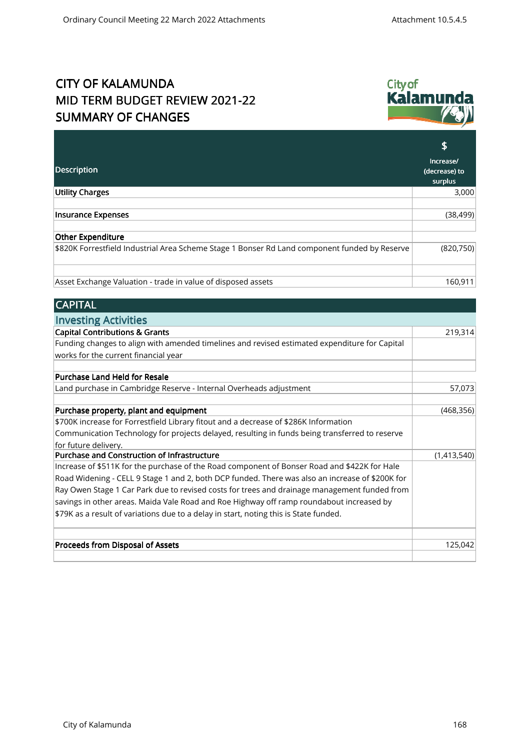# CITY OF KALAMUNDA
# MID TERM BUDGET REVIEW 2021-22
# SUMMARY OF CHANGES

| Description | \$ Increase/ (decrease) to surplus |
|---|---|
| **Utility Charges** | 3,000 |
| | |
| **Insurance Expenses** | (38,499) |
| | |
| **Other Expenditure** | |
| \$820K Forrestfield Industrial Area Scheme Stage 1 Bonser Rd Land component funded by Reserve | (820,750) |
| | |
| Asset Exchange Valuation - trade in value of disposed assets | 160,911 |

## CAPITAL

### Investing Activities

| Description | \$ Increase/ (decrease) to surplus |
|---|---|
| **Capital Contributions & Grants** | 219,314 |
| Funding changes to align with amended timelines and revised estimated expenditure for Capital works for the current financial year | |
| | |
| **Purchase Land Held for Resale** | |
| Land purchase in Cambridge Reserve - Internal Overheads adjustment | 57,073 |
| | |
| **Purchase property, plant and equipment** | (468,356) |
| \$700K increase for Forrestfield Library fitout and a decrease of \$286K Information Communication Technology for projects delayed, resulting in funds being transferred to reserve for future delivery. | |
| **Purchase and Construction of Infrastructure** | (1,413,540) |
| Increase of \$511K for the purchase of the Road component of Bonser Road and \$422K for Hale Road Widening - CELL 9 Stage 1 and 2, both DCP funded. There was also an increase of \$200K for Ray Owen Stage 1 Car Park due to revised costs for trees and drainage management funded from savings in other areas. Maida Vale Road and Roe Highway off ramp roundabout increased by \$79K as a result of variations due to a delay in start, noting this is State funded. | |
| | |
| **Proceeds from Disposal of Assets** | 125,042 |
| | |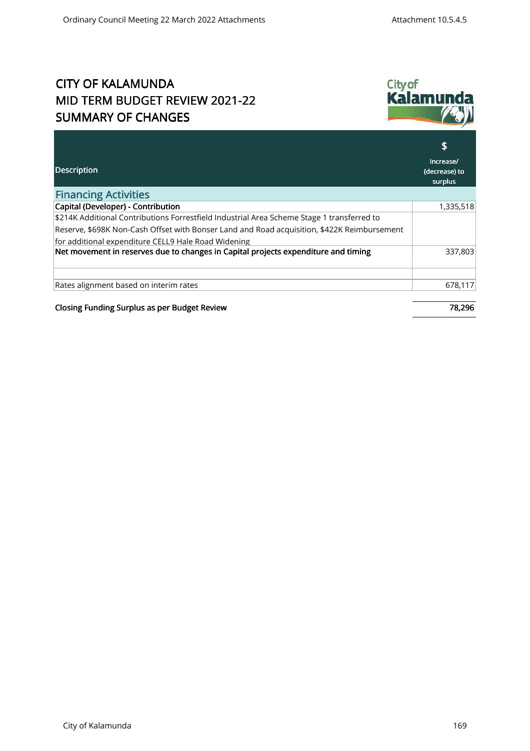# CITY OF KALAMUNDA
# MID TERM BUDGET REVIEW 2021-22
# SUMMARY OF CHANGES

| Description | $ Increase/ (decrease) to surplus |
|---|---|
| **Financing Activities** | |
| **Capital (Developer) - Contribution** | 1,335,518 |
| $214K Additional Contributions Forrestfield Industrial Area Scheme Stage 1 transferred to Reserve, $698K Non-Cash Offset with Bonser Land and Road acquisition, $422K Reimbursement for additional expenditure CELL9 Hale Road Widening | |
| **Net movement in reserves due to changes in Capital projects expenditure and timing** | 337,803 |
| | |
| Rates alignment based on interim rates | 678,117 |

| | |
|---|---|
| **Closing Funding Surplus as per Budget Review** | **78,296** |